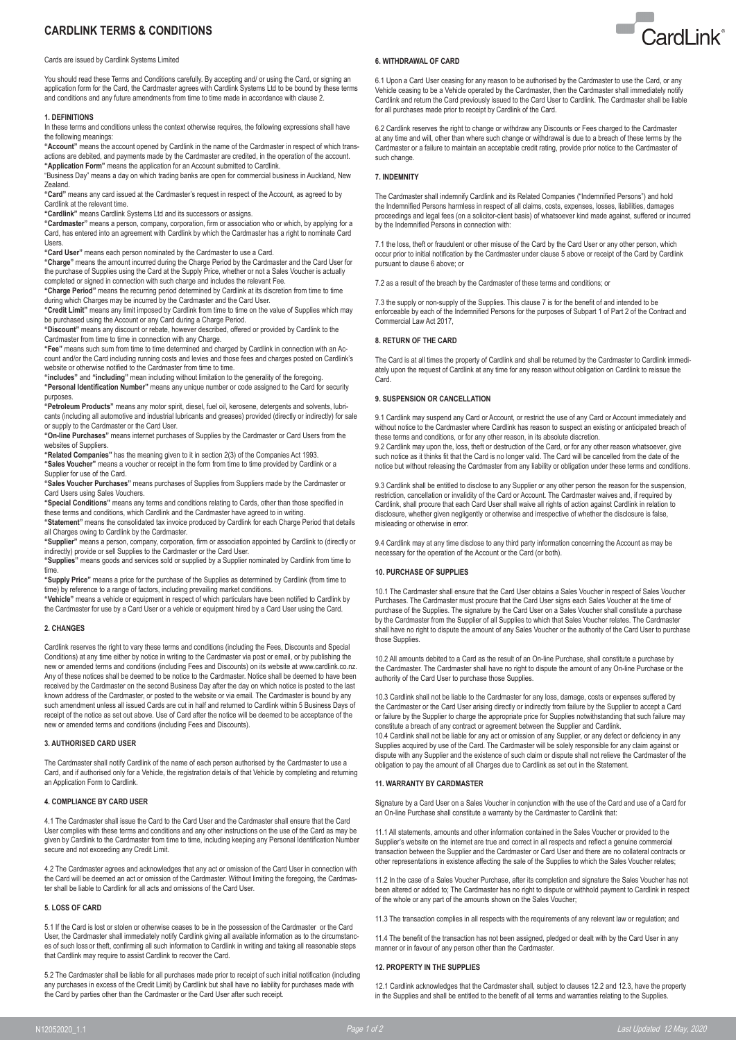# CARDLINK TERMS & CONDITIONS

Cards are issued by Cardlink Systems Limited

You should read these Terms and Conditions carefully. By accepting and/ or using the Card, or signing an application form for the Card, the Cardmaster agrees with Cardlink Systems Ltd to be bound by these terms and conditions and any future amendments from time to time made in accordance with clause 2.

### 1. DEFINITIONS

In these terms and conditions unless the context otherwise requires, the following expressions shall have the following meanings:

**"Account"** means the account opened by Cardlink in the name of the Cardmaster in respect of which transactions are debited, and payments made by the Cardmaster are credited, in the operation of the account.

**"Application Form"** means the application for an Account submitted to Cardlink.

"Business Day" means a day on which trading banks are open for commercial business in Auckland, New Zealand.

**"Card"** means any card issued at the Cardmaster's request in respect of the Account, as agreed to by Cardlink at the relevant time.

**"Cardlink"** means Cardlink Systems Ltd and its successors or assigns.

**"Cardmaster"** means a person, company, corporation, firm or association who or which, by applying for a Card, has entered into an agreement with Cardlink by which the Cardmaster has a right to nominate Card Users.

**"Card User"** means each person nominated by the Cardmaster to use a Card.

**"Charge"** means the amount incurred during the Charge Period by the Cardmaster and the Card User for the purchase of Supplies using the Card at the Supply Price, whether or not a Sales Voucher is actually completed or signed in connection with such charge and includes the relevant Fee.

**"Charge Period"** means the recurring period determined by Cardlink at its discretion from time to time during which Charges may be incurred by the Cardmaster and the Card User.

**"Credit Limit"** means any limit imposed by Cardlink from time to time on the value of Supplies which may be purchased using the Account or any Card during a Charge Period.

**"Discount"** means any discount or rebate, however described, offered or provided by Cardlink to the Cardmaster from time to time in connection with any Charge.

**"Fee"** means such sum from time to time determined and charged by Cardlink in connection with an Account and/or the Card including running costs and levies and those fees and charges posted on Cardlink's website or otherwise notified to the Cardmaster from time to time.

**"includes"** and **"including"** mean including without limitation to the generality of the foregoing.

**"Personal Identification Number"** means any unique number or code assigned to the Card for security purposes.

**"Petroleum Products"** means any motor spirit, diesel, fuel oil, kerosene, detergents and solvents, lubricants (including all automotive and industrial lubricants and greases) provided (directly or indirectly) for sale or supply to the Cardmaster or the Card User.

**"On-line Purchases"** means internet purchases of Supplies by the Cardmaster or Card Users from the websites of Suppliers.

**"Related Companies"** has the meaning given to it in section 2(3) of the Companies Act 1993.

**"Sales Voucher"** means a voucher or receipt in the form from time to time provided by Cardlink or a Supplier for use of the Card.

**"Sales Voucher Purchases"** means purchases of Supplies from Suppliers made by the Cardmaster or Card Users using Sales Vouchers.

**"Special Conditions"** means any terms and conditions relating to Cards, other than those specified in these terms and conditions, which Cardlink and the Cardmaster have agreed to in writing.

**"Statement"** means the consolidated tax invoice produced by Cardlink for each Charge Period that details all Charges owing to Cardlink by the Cardmaster.

**"Supplier"** means a person, company, corporation, firm or association appointed by Cardlink to (directly or indirectly) provide or sell Supplies to the Cardmaster or the Card User.

**"Supplies"** means goods and services sold or supplied by a Supplier nominated by Cardlink from time to time.

**"Supply Price"** means a price for the purchase of the Supplies as determined by Cardlink (from time to time) by reference to a range of factors, including prevailing market conditions.

**"Vehicle"** means a vehicle or equipment in respect of which particulars have been notified to Cardlink by the Cardmaster for use by a Card User or a vehicle or equipment hired by a Card User using the Card.

### 2. CHANGES

Cardlink reserves the right to vary these terms and conditions (including the Fees, Discounts and Special Conditions) at any time either by notice in writing to the Cardmaster via post or email, or by publishing the new or amended terms and conditions (including Fees and Discounts) on its website at www.cardlink.co.nz. Any of these notices shall be deemed to be notice to the Cardmaster. Notice shall be deemed to have been received by the Cardmaster on the second Business Day after the day on which notice is posted to the last known address of the Cardmaster, or posted to the website or via email. The Cardmaster is bound by any such amendment unless all issued Cards are cut in half and returned to Cardlink within 5 Business Days of receipt of the notice as set out above. Use of Card after the notice will be deemed to be acceptance of the new or amended terms and conditions (including Fees and Discounts).

### 3. AUTHORISED CARD USER

The Cardmaster shall notify Cardlink of the name of each person authorised by the Cardmaster to use a Card, and if authorised only for a Vehicle, the registration details of that Vehicle by completing and returning an Application Form to Cardlink.

### 4. COMPLIANCE BY CARD USER

4.1 The Cardmaster shall issue the Card to the Card User and the Cardmaster shall ensure that the Card User complies with these terms and conditions and any other instructions on the use of the Card as may be given by Cardlink to the Cardmaster from time to time, including keeping any Personal Identification Number secure and not exceeding any Credit Limit.

4.2 The Cardmaster agrees and acknowledges that any act or omission of the Card User in connection with the Card will be deemed an act or omission of the Cardmaster. Without limiting the foregoing, the Cardmaster shall be liable to Cardlink for all acts and omissions of the Card User.

### 5. LOSS OF CARD

5.1 If the Card is lost or stolen or otherwise ceases to be in the possession of the Cardmaster or the Card User, the Cardmaster shall immediately notify Cardlink giving all available information as to the circumstances of such loss or theft, confirming all such information to Cardlink in writing and taking all reasonable steps that Cardlink may require to assist Cardlink to recover the Card.

5.2 The Cardmaster shall be liable for all purchases made prior to receipt of such initial notification (including any purchases in excess of the Credit Limit) by Cardlink but shall have no liability for purchases made with the Card by parties other than the Cardmaster or the Card User after such receipt.

### 6. WITHDRAWAL OF CARD

6.1 Upon a Card User ceasing for any reason to be authorised by the Cardmaster to use the Card, or any Vehicle ceasing to be a Vehicle operated by the Cardmaster, then the Cardmaster shall immediately notify Cardlink and return the Card previously issued to the Card User to Cardlink. The Cardmaster shall be liable for all purchases made prior to receipt by Cardlink of the Card.

6.2 Cardlink reserves the right to change or withdraw any Discounts or Fees charged to the Cardmaster at any time and will, other than where such change or withdrawal is due to a breach of these terms by the Cardmaster or a failure to maintain an acceptable credit rating, provide prior notice to the Cardmaster of such change.

### 7. INDEMNITY

The Cardmaster shall indemnify Cardlink and its Related Companies ("Indemnified Persons") and hold the Indemnified Persons harmless in respect of all claims, costs, expenses, losses, liabilities, damages proceedings and legal fees (on a solicitor-client basis) of whatsoever kind made against, suffered or incurred by the Indemnified Persons in connection with:

7.1 the loss, theft or fraudulent or other misuse of the Card by the Card User or any other person, which occur prior to initial notification by the Cardmaster under clause 5 above or receipt of the Card by Cardlink pursuant to clause 6 above; or

7.2 as a result of the breach by the Cardmaster of these terms and conditions; or

7.3 the supply or non-supply of the Supplies. This clause 7 is for the benefit of and intended to be enforceable by each of the Indemnified Persons for the purposes of Subpart 1 of Part 2 of the Contract and Commercial Law Act 2017,

### 8. RETURN OF THE CARD

The Card is at all times the property of Cardlink and shall be returned by the Cardmaster to Cardlink immediately upon the request of Cardlink at any time for any reason without obligation on Cardlink to reissue the Card.

### 9. SUSPENSION OR CANCELLATION

9.1 Cardlink may suspend any Card or Account, or restrict the use of any Card or Account immediately and without notice to the Cardmaster where Cardlink has reason to suspect an existing or anticipated breach of these terms and conditions, or for any other reason, in its absolute discretion.

9.2 Cardlink may upon the, loss, theft or destruction of the Card, or for any other reason whatsoever, give such notice as it thinks fit that the Card is no longer valid. The Card will be cancelled from the date of the notice but without releasing the Cardmaster from any liability or obligation under these terms and conditions.

9.3 Cardlink shall be entitled to disclose to any Supplier or any other person the reason for the suspension, restriction, cancellation or invalidity of the Card or Account. The Cardmaster waives and, if required by Cardlink, shall procure that each Card User shall waive all rights of action against Cardlink in relation to disclosure, whether given negligently or otherwise and irrespective of whether the disclosure is false, misleading or otherwise in error.

9.4 Cardlink may at any time disclose to any third party information concerning the Account as may be necessary for the operation of the Account or the Card (or both).

### 10. PURCHASE OF SUPPLIES

10.1 The Cardmaster shall ensure that the Card User obtains a Sales Voucher in respect of Sales Voucher Purchases. The Cardmaster must procure that the Card User signs each Sales Voucher at the time of purchase of the Supplies. The signature by the Card User on a Sales Voucher shall constitute a purchase by the Cardmaster from the Supplier of all Supplies to which that Sales Voucher relates. The Cardmaster shall have no right to dispute the amount of any Sales Voucher or the authority of the Card User to purchase those Supplies.

10.2 All amounts debited to a Card as the result of an On-line Purchase, shall constitute a purchase by the Cardmaster. The Cardmaster shall have no right to dispute the amount of any On-line Purchase or the authority of the Card User to purchase those Supplies.

10.3 Cardlink shall not be liable to the Cardmaster for any loss, damage, costs or expenses suffered by the Cardmaster or the Card User arising directly or indirectly from failure by the Supplier to accept a Card or failure by the Supplier to charge the appropriate price for Supplies notwithstanding that such failure may constitute a breach of any contract or agreement between the Supplier and Cardlink.

10.4 Cardlink shall not be liable for any act or omission of any Supplier, or any defect or deficiency in any Supplies acquired by use of the Card. The Cardmaster will be solely responsible for any claim against or dispute with any Supplier and the existence of such claim or dispute shall not relieve the Cardmaster of the obligation to pay the amount of all Charges due to Cardlink as set out in the Statement.

### 11. WARRANTY BY CARDMASTER

Signature by a Card User on a Sales Voucher in conjunction with the use of the Card and use of a Card for an On-line Purchase shall constitute a warranty by the Cardmaster to Cardlink that:

11.1 All statements, amounts and other information contained in the Sales Voucher or provided to the Supplier's website on the internet are true and correct in all respects and reflect a genuine commercial transaction between the Supplier and the Cardmaster or Card User and there are no collateral contracts or other representations in existence affecting the sale of the Supplies to which the Sales Voucher relates;

11.2 In the case of a Sales Voucher Purchase, after its completion and signature the Sales Voucher has not been altered or added to; The Cardmaster has no right to dispute or withhold payment to Cardlink in respect of the whole or any part of the amounts shown on the Sales Voucher;

11.3 The transaction complies in all respects with the requirements of any relevant law or regulation; and

11.4 The benefit of the transaction has not been assigned, pledged or dealt with by the Card User in any manner or in favour of any person other than the Cardmaster.

### 12. PROPERTY IN THE SUPPLIES

12.1 Cardlink acknowledges that the Cardmaster shall, subject to clauses 12.2 and 12.3, have the property in the Supplies and shall be entitled to the benefit of all terms and warranties relating to the Supplies.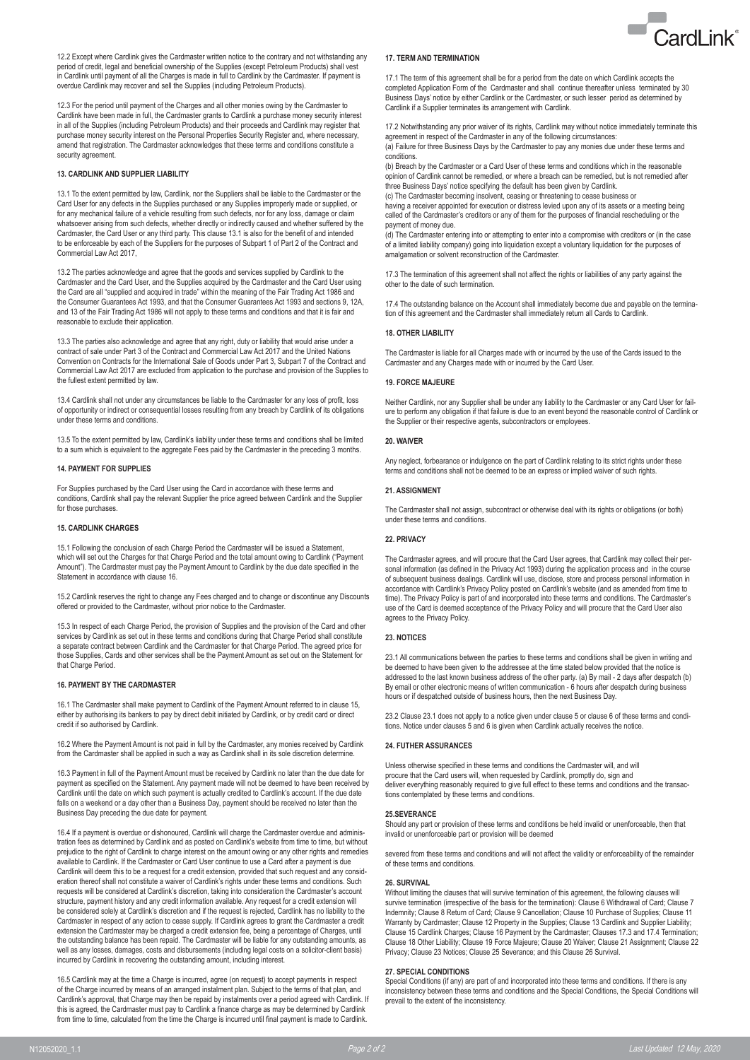12.2 Except where Cardlink gives the Cardmaster written notice to the contrary and not withstanding any period of credit, legal and beneficial ownership of the Supplies (except Petroleum Products) shall vest in Cardlink until payment of all the Charges is made in full to Cardlink by the Cardmaster. If payment is overdue Cardlink may recover and sell the Supplies (including Petroleum Products).

12.3 For the period until payment of the Charges and all other monies owing by the Cardmaster to Cardlink have been made in full, the Cardmaster grants to Cardlink a purchase money security interest in all of the Supplies (including Petroleum Products) and their proceeds and Cardlink may register that purchase money security interest on the Personal Properties Security Register and, where necessary, amend that registration. The Cardmaster acknowledges that these terms and conditions constitute a security agreement.

### 13. CARDLINK AND SUPPLIER LIABILITY

13.1 To the extent permitted by law, Cardlink, nor the Suppliers shall be liable to the Cardmaster or the Card User for any defects in the Supplies purchased or any Supplies improperly made or supplied, or for any mechanical failure of a vehicle resulting from such defects, nor for any loss, damage or claim whatsoever arising from such defects, whether directly or indirectly caused and whether suffered by the Cardmaster, the Card User or any third party. This clause 13.1 is also for the benefit of and intended to be enforceable by each of the Suppliers for the purposes of Subpart 1 of Part 2 of the Contract and Commercial Law Act 2017,

13.2 The parties acknowledge and agree that the goods and services supplied by Cardlink to the Cardmaster and the Card User, and the Supplies acquired by the Cardmaster and the Card User using the Card are all "supplied and acquired in trade" within the meaning of the Fair Trading Act 1986 and the Consumer Guarantees Act 1993, and that the Consumer Guarantees Act 1993 and sections 9, 12A, and 13 of the Fair Trading Act 1986 will not apply to these terms and conditions and that it is fair and reasonable to exclude their application.

13.3 The parties also acknowledge and agree that any right, duty or liability that would arise under a contract of sale under Part 3 of the Contract and Commercial Law Act 2017 and the United Nations Convention on Contracts for the International Sale of Goods under Part 3, Subpart 7 of the Contract and Commercial Law Act 2017 are excluded from application to the purchase and provision of the Supplies to the fullest extent permitted by law.

13.4 Cardlink shall not under any circumstances be liable to the Cardmaster for any loss of profit, loss of opportunity or indirect or consequential losses resulting from any breach by Cardlink of its obligations under these terms and conditions.

13.5 To the extent permitted by law, Cardlink's liability under these terms and conditions shall be limited to a sum which is equivalent to the aggregate Fees paid by the Cardmaster in the preceding 3 months.

### 14. PAYMENT FOR SUPPLIES

For Supplies purchased by the Card User using the Card in accordance with these terms and conditions, Cardlink shall pay the relevant Supplier the price agreed between Cardlink and the Supplier for those purchases.

### 15. CARDLINK CHARGES

15.1 Following the conclusion of each Charge Period the Cardmaster will be issued a Statement, which will set out the Charges for that Charge Period and the total amount owing to Cardlink ("Payment Amount"). The Cardmaster must pay the Payment Amount to Cardlink by the due date specified in the Statement in accordance with clause 16.

15.2 Cardlink reserves the right to change any Fees charged and to change or discontinue any Discounts offered or provided to the Cardmaster, without prior notice to the Cardmaster.

15.3 In respect of each Charge Period, the provision of Supplies and the provision of the Card and other services by Cardlink as set out in these terms and conditions during that Charge Period shall constitute a separate contract between Cardlink and the Cardmaster for that Charge Period. The agreed price for those Supplies, Cards and other services shall be the Payment Amount as set out on the Statement for that Charge Period.

### 16. PAYMENT BY THE CARDMASTER

16.1 The Cardmaster shall make payment to Cardlink of the Payment Amount referred to in clause 15, either by authorising its bankers to pay by direct debit initiated by Cardlink, or by credit card or direct credit if so authorised by Cardlink.

16.2 Where the Payment Amount is not paid in full by the Cardmaster, any monies received by Cardlink from the Cardmaster shall be applied in such a way as Cardlink shall in its sole discretion determine.

16.3 Payment in full of the Payment Amount must be received by Cardlink no later than the due date for payment as specified on the Statement. Any payment made will not be deemed to have been received by Cardlink until the date on which such payment is actually credited to Cardlink's account. If the due date falls on a weekend or a day other than a Business Day, payment should be received no later than the Business Day preceding the due date for payment.

16.4 If a payment is overdue or dishonoured, Cardlink will charge the Cardmaster overdue and administration fees as determined by Cardlink and as posted on Cardlink's website from time to time, but without prejudice to the right of Cardlink to charge interest on the amount owing or any other rights and remedies available to Cardlink. If the Cardmaster or Card User continue to use a Card after a payment is due Cardlink will deem this to be a request for a credit extension, provided that such request and any consideration thereof shall not constitute a waiver of Cardlink's rights under these terms and conditions. Such requests will be considered at Cardlink's discretion, taking into consideration the Cardmaster's account structure, payment history and any credit information available. Any request for a credit extension will be considered solely at Cardlink's discretion and if the request is rejected, Cardlink has no liability to the Cardmaster in respect of any action to cease supply. If Cardlink agrees to grant the Cardmaster a credit extension the Cardmaster may be charged a credit extension fee, being a percentage of Charges, until the outstanding balance has been repaid. The Cardmaster will be liable for any outstanding amounts, as well as any losses, damages, costs and disbursements (including legal costs on a solicitor-client basis) incurred by Cardlink in recovering the outstanding amount, including interest.

16.5 Cardlink may at the time a Charge is incurred, agree (on request) to accept payments in respect of the Charge incurred by means of an arranged instalment plan. Subject to the terms of that plan, and Cardlink's approval, that Charge may then be repaid by instalments over a period agreed with Cardlink. If this is agreed, the Cardmaster must pay to Cardlink a finance charge as may be determined by Cardlink from time to time, calculated from the time the Charge is incurred until final payment is made to Cardlink.

### 17. TERM AND TERMINATION

17.1 The term of this agreement shall be for a period from the date on which Cardlink accepts the completed Application Form of the Cardmaster and shall continue thereafter unless terminated by 30 Business Days' notice by either Cardlink or the Cardmaster, or such lesser period as determined by Cardlink if a Supplier terminates its arrangement with Cardlink.

17.2 Notwithstanding any prior waiver of its rights, Cardlink may without notice immediately terminate this agreement in respect of the Cardmaster in any of the following circumstances:
(a) Failure for three Business Days by the Cardmaster to pay any monies due under these terms and conditions.
(b) Breach by the Cardmaster or a Card User of these terms and conditions which in the reasonable opinion of Cardlink cannot be remedied, or where a breach can be remedied, but is not remedied after three Business Days' notice specifying the default has been given by Cardlink.
(c) The Cardmaster becoming insolvent, ceasing or threatening to cease business or having a receiver appointed for execution or distress levied upon any of its assets or a meeting being called of the Cardmaster's creditors or any of them for the purposes of financial rescheduling or the payment of money due.
(d) The Cardmaster entering into or attempting to enter into a compromise with creditors or (in the case of a limited liability company) going into liquidation except a voluntary liquidation for the purposes of amalgamation or solvent reconstruction of the Cardmaster.

17.3 The termination of this agreement shall not affect the rights or liabilities of any party against the other to the date of such termination.

17.4 The outstanding balance on the Account shall immediately become due and payable on the termination of this agreement and the Cardmaster shall immediately return all Cards to Cardlink.

### 18. OTHER LIABILITY

The Cardmaster is liable for all Charges made with or incurred by the use of the Cards issued to the Cardmaster and any Charges made with or incurred by the Card User.

### 19. FORCE MAJEURE

Neither Cardlink, nor any Supplier shall be under any liability to the Cardmaster or any Card User for failure to perform any obligation if that failure is due to an event beyond the reasonable control of Cardlink or the Supplier or their respective agents, subcontractors or employees.

### 20. WAIVER

Any neglect, forbearance or indulgence on the part of Cardlink relating to its strict rights under these terms and conditions shall not be deemed to be an express or implied waiver of such rights.

### 21. ASSIGNMENT

The Cardmaster shall not assign, subcontract or otherwise deal with its rights or obligations (or both) under these terms and conditions.

### 22. PRIVACY

The Cardmaster agrees, and will procure that the Card User agrees, that Cardlink may collect their personal information (as defined in the Privacy Act 1993) during the application process and in the course of subsequent business dealings. Cardlink will use, disclose, store and process personal information in accordance with Cardlink's Privacy Policy posted on Cardlink's website (and as amended from time to time). The Privacy Policy is part of and incorporated into these terms and conditions. The Cardmaster's use of the Card is deemed acceptance of the Privacy Policy and will procure that the Card User also agrees to the Privacy Policy.

### 23. NOTICES

23.1 All communications between the parties to these terms and conditions shall be given in writing and be deemed to have been given to the addressee at the time stated below provided that the notice is addressed to the last known business address of the other party. (a) By mail - 2 days after despatch (b) By email or other electronic means of written communication - 6 hours after despatch during business hours or if despatched outside of business hours, then the next Business Day.

23.2 Clause 23.1 does not apply to a notice given under clause 5 or clause 6 of these terms and conditions. Notice under clauses 5 and 6 is given when Cardlink actually receives the notice.

### 24. FUTHER ASSURANCES

Unless otherwise specified in these terms and conditions the Cardmaster will, and will procure that the Card users will, when requested by Cardlink, promptly do, sign and deliver everything reasonably required to give full effect to these terms and conditions and the transactions contemplated by these terms and conditions.

### 25.SEVERANCE

Should any part or provision of these terms and conditions be held invalid or unenforceable, then that invalid or unenforceable part or provision will be deemed

severed from these terms and conditions and will not affect the validity or enforceability of the remainder of these terms and conditions.

### 26. SURVIVAL

Without limiting the clauses that will survive termination of this agreement, the following clauses will survive termination (irrespective of the basis for the termination): Clause 6 Withdrawal of Card; Clause 7 Indemnity; Clause 8 Return of Card; Clause 9 Cancellation; Clause 10 Purchase of Supplies; Clause 11 Warranty by Cardmaster; Clause 12 Property in the Supplies; Clause 13 Cardlink and Supplier Liability; Clause 15 Cardlink Charges; Clause 16 Payment by the Cardmaster; Clauses 17.3 and 17.4 Termination; Clause 18 Other Liability; Clause 19 Force Majeure; Clause 20 Waiver; Clause 21 Assignment; Clause 22 Privacy; Clause 23 Notices; Clause 25 Severance; and this Clause 26 Survival.

### 27. SPECIAL CONDITIONS

Special Conditions (if any) are part of and incorporated into these terms and conditions. If there is any inconsistency between these terms and conditions and the Special Conditions, the Special Conditions will prevail to the extent of the inconsistency.